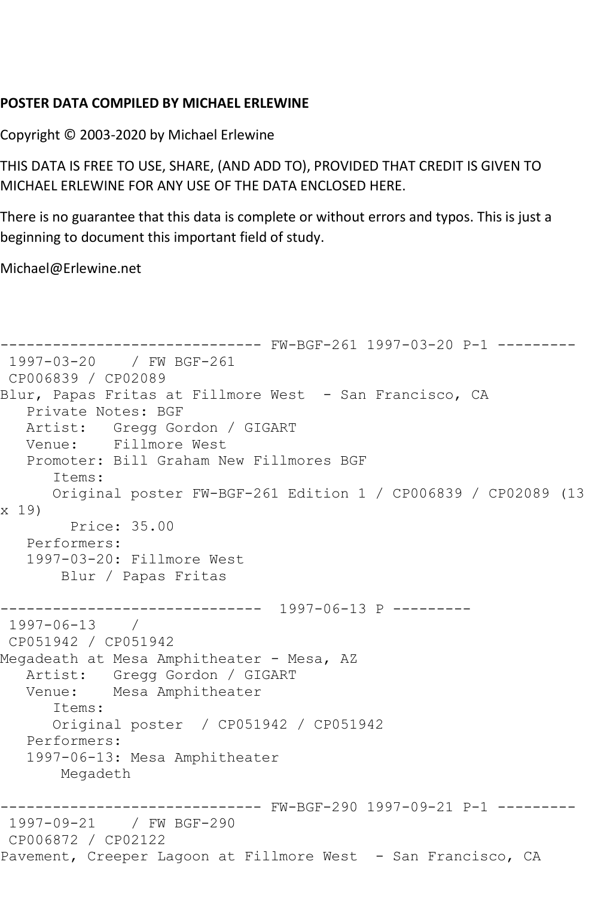**POSTER DATA COMPILED BY MICHAEL ERLEWINE**

Copyright © 2003-2020 by Michael Erlewine

THIS DATA IS FREE TO USE, SHARE, (AND ADD TO), PROVIDED THAT CREDIT IS GIVEN TO MICHAEL ERLEWINE FOR ANY USE OF THE DATA ENCLOSED HERE.

There is no guarantee that this data is complete or without errors and typos. This is just a beginning to document this important field of study.

Michael@Erlewine.net

```
------------------------------ FW-BGF-261 1997-03-20 P-1 ---------
 1997-03-20    / FW BGF-261
 CP006839 / CP02089
Blur, Papas Fritas at Fillmore West  - San Francisco, CA
   Private Notes: BGF
   Artist:   Gregg Gordon / GIGART
   Venue:    Fillmore West
   Promoter: Bill Graham New Fillmores BGF
      Items:
      Original poster FW-BGF-261 Edition 1 / CP006839 / CP02089 (13
x 19)
        Price: 35.00
   Performers:
   1997-03-20: Fillmore West
       Blur / Papas Fritas

------------------------------  1997-06-13 P ---------
 1997-06-13    /
 CP051942 / CP051942
Megadeath at Mesa Amphitheater - Mesa, AZ
   Artist:   Gregg Gordon / GIGART
   Venue:    Mesa Amphitheater
      Items:
      Original poster  / CP051942 / CP051942
   Performers:
   1997-06-13: Mesa Amphitheater
       Megadeth

------------------------------ FW-BGF-290 1997-09-21 P-1 ---------
 1997-09-21    / FW BGF-290
 CP006872 / CP02122
Pavement, Creeper Lagoon at Fillmore West  - San Francisco, CA
```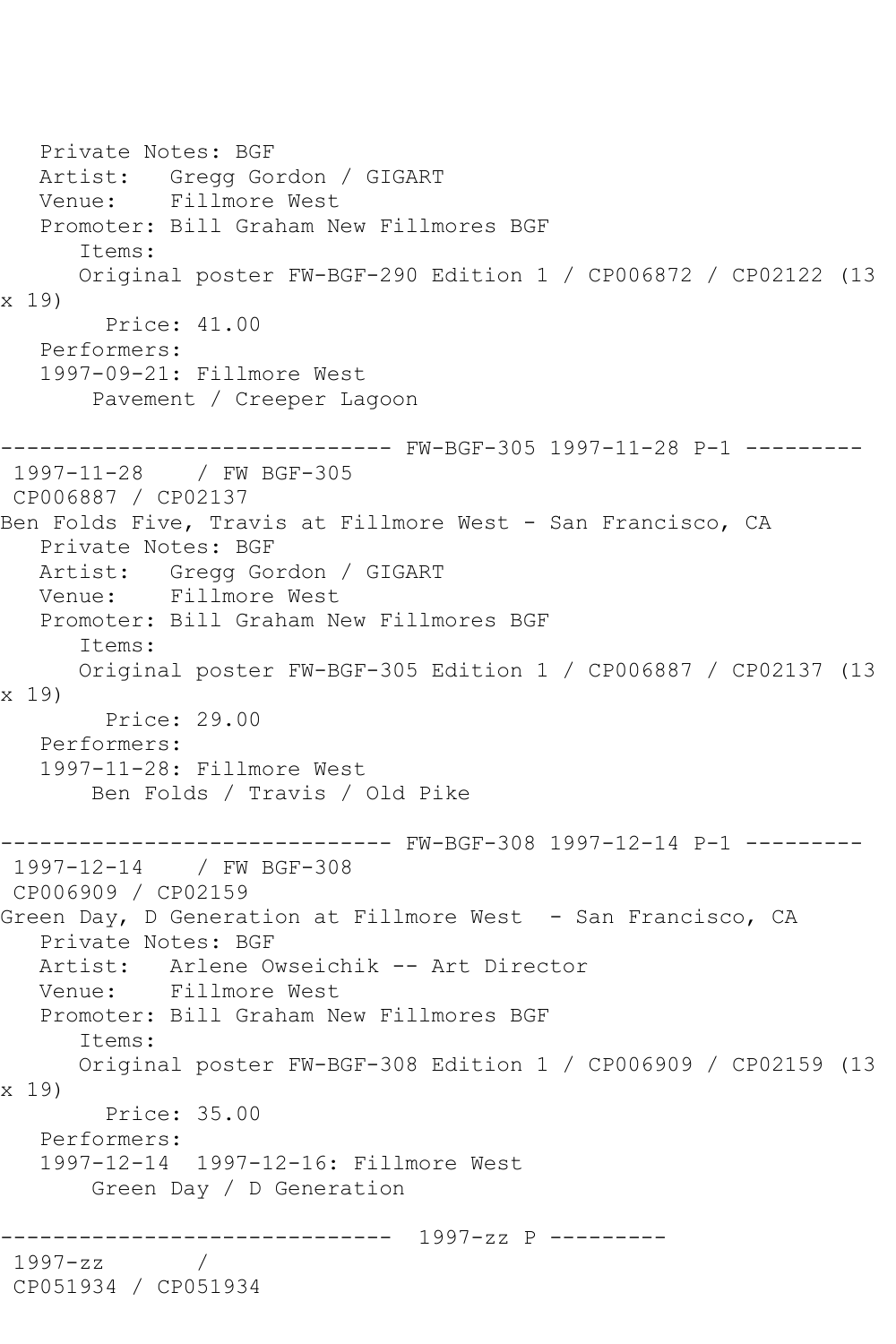Private Notes: BGF
Artist: Gregg Gordon / GIGART
Venue: Fillmore West
Promoter: Bill Graham New Fillmores BGF
Items:
Original poster FW-BGF-290 Edition 1 / CP006872 / CP02122 (13 x 19)
Price: 41.00
Performers:
1997-09-21: Fillmore West
Pavement / Creeper Lagoon

------------------------------ FW-BGF-305 1997-11-28 P-1 ---------

1997-11-28 / FW BGF-305
CP006887 / CP02137
Ben Folds Five, Travis at Fillmore West - San Francisco, CA
Private Notes: BGF
Artist: Gregg Gordon / GIGART
Venue: Fillmore West
Promoter: Bill Graham New Fillmores BGF
Items:
Original poster FW-BGF-305 Edition 1 / CP006887 / CP02137 (13 x 19)
Price: 29.00
Performers:
1997-11-28: Fillmore West
Ben Folds / Travis / Old Pike

------------------------------ FW-BGF-308 1997-12-14 P-1 ---------

1997-12-14 / FW BGF-308
CP006909 / CP02159
Green Day, D Generation at Fillmore West - San Francisco, CA
Private Notes: BGF
Artist: Arlene Owseichik -- Art Director
Venue: Fillmore West
Promoter: Bill Graham New Fillmores BGF
Items:
Original poster FW-BGF-308 Edition 1 / CP006909 / CP02159 (13 x 19)
Price: 35.00
Performers:
1997-12-14 1997-12-16: Fillmore West
Green Day / D Generation

------------------------------ 1997-zz P ---------

1997-zz /
CP051934 / CP051934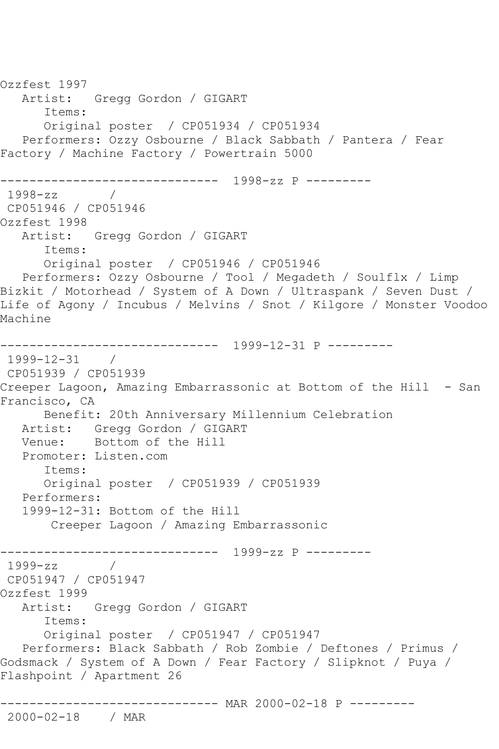Ozzfest 1997
   Artist:   Gregg Gordon / GIGART
      Items:
      Original poster  / CP051934 / CP051934
   Performers: Ozzy Osbourne / Black Sabbath / Pantera / Fear Factory / Machine Factory / Powertrain 5000

------------------------------  1998-zz P ---------
 1998-zz       /
 CP051946 / CP051946
Ozzfest 1998
   Artist:   Gregg Gordon / GIGART
      Items:
      Original poster  / CP051946 / CP051946
   Performers: Ozzy Osbourne / Tool / Megadeth / Soulflx / Limp Bizkit / Motorhead / System of A Down / Ultraspank / Seven Dust / Life of Agony / Incubus / Melvins / Snot / Kilgore / Monster Voodoo Machine

------------------------------  1999-12-31 P ---------
 1999-12-31    /
 CP051939 / CP051939
Creeper Lagoon, Amazing Embarrassonic at Bottom of the Hill  - San Francisco, CA
      Benefit: 20th Anniversary Millennium Celebration
   Artist:   Gregg Gordon / GIGART
   Venue:    Bottom of the Hill
   Promoter: Listen.com
      Items:
      Original poster  / CP051939 / CP051939
   Performers:
   1999-12-31: Bottom of the Hill
       Creeper Lagoon / Amazing Embarrassonic

------------------------------  1999-zz P ---------
 1999-zz       /
 CP051947 / CP051947
Ozzfest 1999
   Artist:   Gregg Gordon / GIGART
      Items:
      Original poster  / CP051947 / CP051947
   Performers: Black Sabbath / Rob Zombie / Deftones / Primus / Godsmack / System of A Down / Fear Factory / Slipknot / Puya / Flashpoint / Apartment 26

------------------------------ MAR 2000-02-18 P ---------
 2000-02-18    / MAR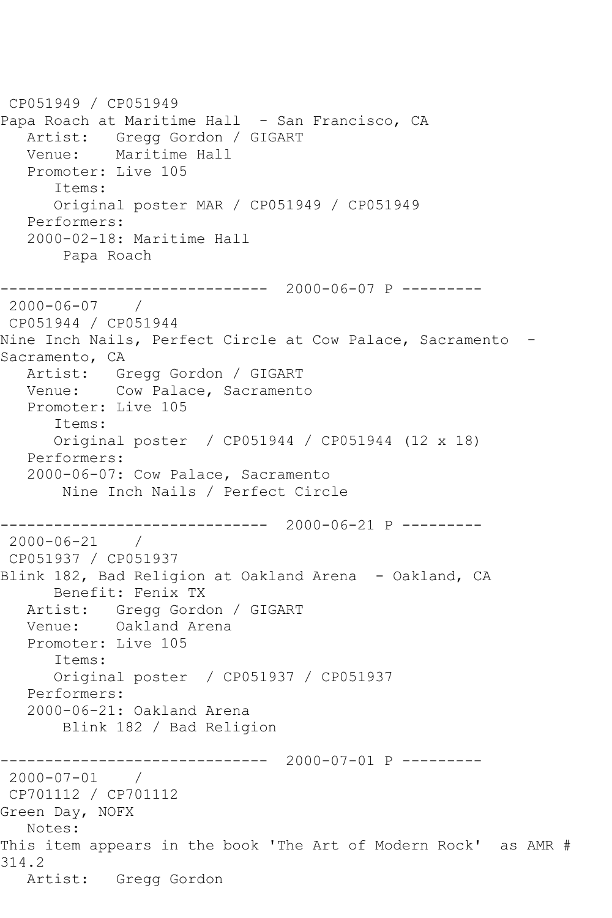CP051949 / CP051949
Papa Roach at Maritime Hall - San Francisco, CA
Artist: Gregg Gordon / GIGART
Venue: Maritime Hall
Promoter: Live 105
Items:
Original poster MAR / CP051949 / CP051949
Performers:
2000-02-18: Maritime Hall
Papa Roach

------------------------------ 2000-06-07 P ---------
2000-06-07 /
CP051944 / CP051944
Nine Inch Nails, Perfect Circle at Cow Palace, Sacramento - Sacramento, CA
Artist: Gregg Gordon / GIGART
Venue: Cow Palace, Sacramento
Promoter: Live 105
Items:
Original poster / CP051944 / CP051944 (12 x 18)
Performers:
2000-06-07: Cow Palace, Sacramento
Nine Inch Nails / Perfect Circle

------------------------------ 2000-06-21 P ---------
2000-06-21 /
CP051937 / CP051937
Blink 182, Bad Religion at Oakland Arena - Oakland, CA
Benefit: Fenix TX
Artist: Gregg Gordon / GIGART
Venue: Oakland Arena
Promoter: Live 105
Items:
Original poster / CP051937 / CP051937
Performers:
2000-06-21: Oakland Arena
Blink 182 / Bad Religion

------------------------------ 2000-07-01 P ---------
2000-07-01 /
CP701112 / CP701112
Green Day, NOFX
Notes:
This item appears in the book 'The Art of Modern Rock' as AMR # 314.2
Artist: Gregg Gordon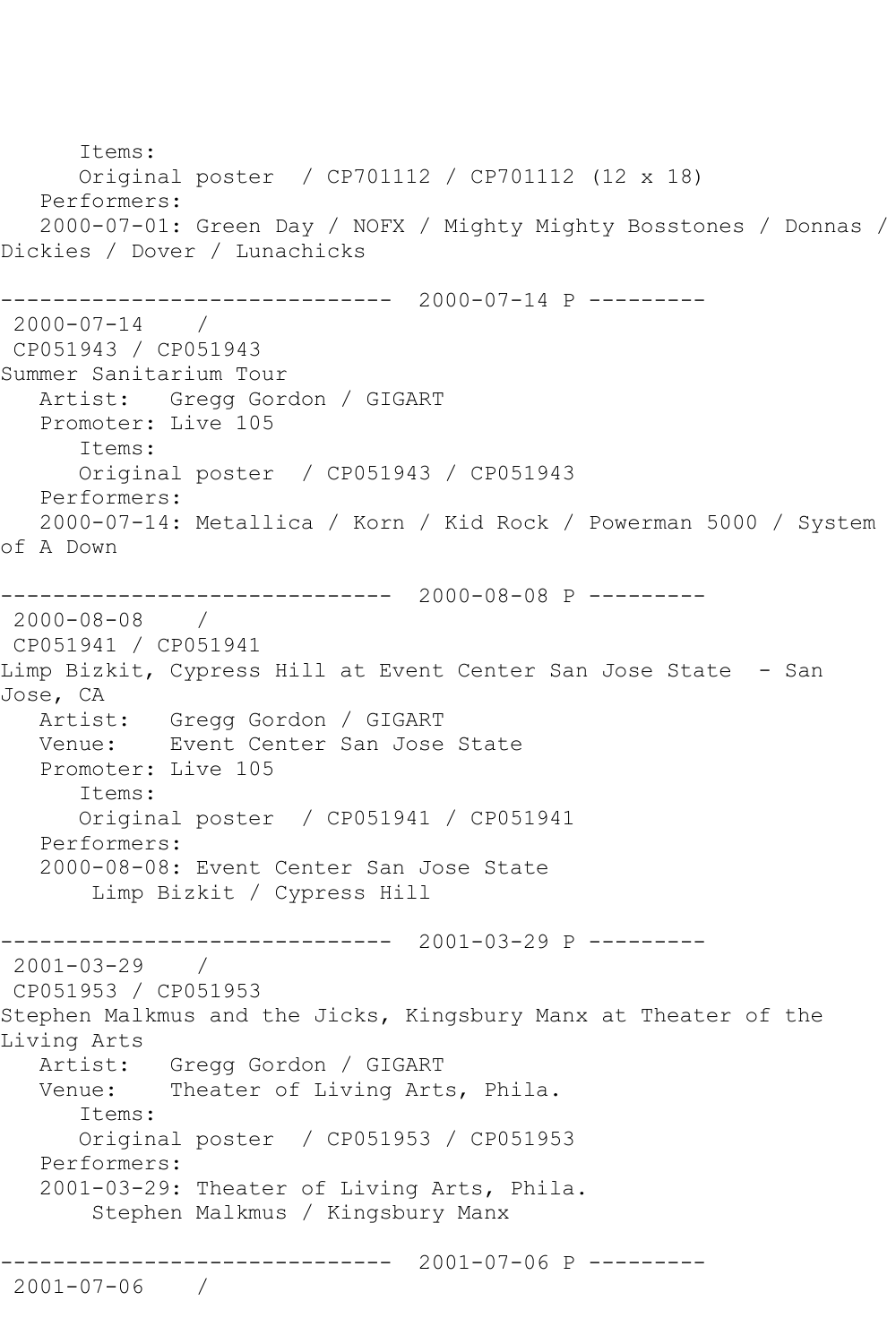Items:
      Original poster  / CP701112 / CP701112 (12 x 18)
   Performers:
   2000-07-01: Green Day / NOFX / Mighty Mighty Bosstones / Donnas / Dickies / Dover / Lunachicks

------------------------------  2000-07-14 P ---------
 2000-07-14    /
 CP051943 / CP051943
Summer Sanitarium Tour
   Artist:   Gregg Gordon / GIGART
   Promoter: Live 105
      Items:
      Original poster  / CP051943 / CP051943
   Performers:
   2000-07-14: Metallica / Korn / Kid Rock / Powerman 5000 / System of A Down

------------------------------  2000-08-08 P ---------
 2000-08-08    /
 CP051941 / CP051941
Limp Bizkit, Cypress Hill at Event Center San Jose State  - San Jose, CA
   Artist:   Gregg Gordon / GIGART
   Venue:    Event Center San Jose State
   Promoter: Live 105
      Items:
      Original poster  / CP051941 / CP051941
   Performers:
   2000-08-08: Event Center San Jose State
       Limp Bizkit / Cypress Hill

------------------------------  2001-03-29 P ---------
 2001-03-29    /
 CP051953 / CP051953
Stephen Malkmus and the Jicks, Kingsbury Manx at Theater of the Living Arts
   Artist:   Gregg Gordon / GIGART
   Venue:    Theater of Living Arts, Phila.
      Items:
      Original poster  / CP051953 / CP051953
   Performers:
   2001-03-29: Theater of Living Arts, Phila.
       Stephen Malkmus / Kingsbury Manx

------------------------------  2001-07-06 P ---------
 2001-07-06    /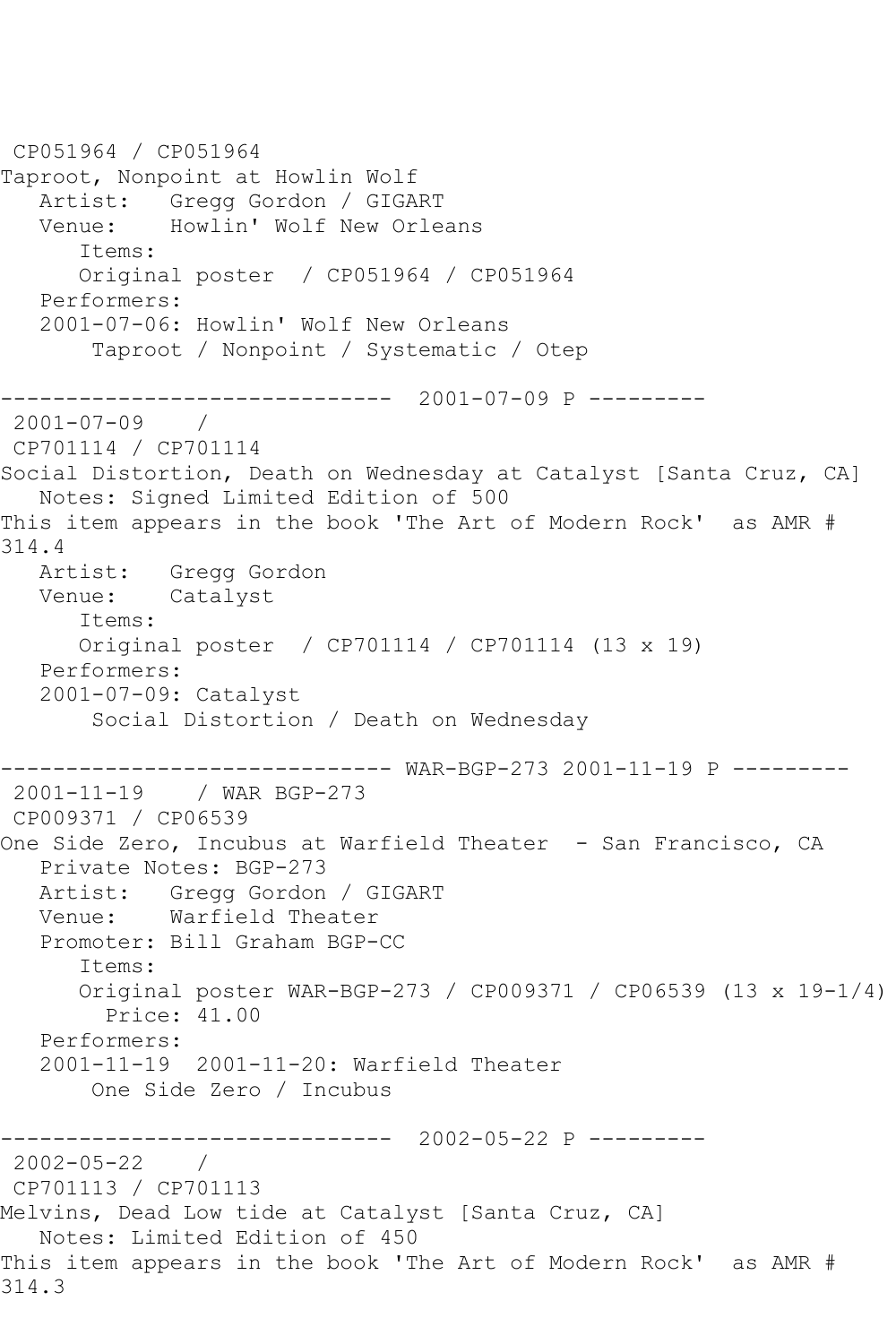CP051964 / CP051964
Taproot, Nonpoint at Howlin Wolf
   Artist:   Gregg Gordon / GIGART
   Venue:    Howlin' Wolf New Orleans
      Items:
      Original poster  / CP051964 / CP051964
   Performers:
   2001-07-06: Howlin' Wolf New Orleans
       Taproot / Nonpoint / Systematic / Otep

------------------------------  2001-07-09 P ---------
 2001-07-09    /
 CP701114 / CP701114
Social Distortion, Death on Wednesday at Catalyst [Santa Cruz, CA]
   Notes: Signed Limited Edition of 500
This item appears in the book 'The Art of Modern Rock'  as AMR # 314.4
   Artist:   Gregg Gordon
   Venue:    Catalyst
      Items:
      Original poster  / CP701114 / CP701114 (13 x 19)
   Performers:
   2001-07-09: Catalyst
       Social Distortion / Death on Wednesday

------------------------------ WAR-BGP-273 2001-11-19 P ---------
 2001-11-19    / WAR BGP-273
 CP009371 / CP06539
One Side Zero, Incubus at Warfield Theater  - San Francisco, CA
   Private Notes: BGP-273
   Artist:   Gregg Gordon / GIGART
   Venue:    Warfield Theater
   Promoter: Bill Graham BGP-CC
      Items:
      Original poster WAR-BGP-273 / CP009371 / CP06539 (13 x 19-1/4)
        Price: 41.00
   Performers:
   2001-11-19  2001-11-20: Warfield Theater
       One Side Zero / Incubus

------------------------------  2002-05-22 P ---------
 2002-05-22    /
 CP701113 / CP701113
Melvins, Dead Low tide at Catalyst [Santa Cruz, CA]
   Notes: Limited Edition of 450
This item appears in the book 'The Art of Modern Rock'  as AMR # 314.3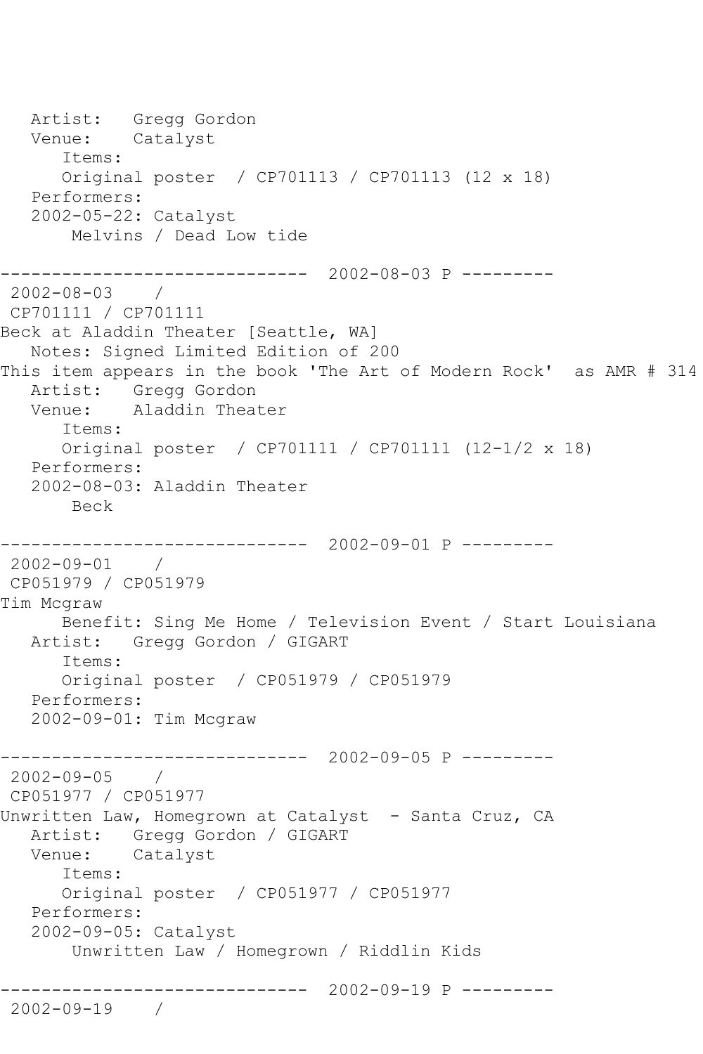```
   Artist:   Gregg Gordon
   Venue:    Catalyst
      Items:
      Original poster  / CP701113 / CP701113 (12 x 18)
   Performers:
   2002-05-22: Catalyst
       Melvins / Dead Low tide

------------------------------  2002-08-03 P ---------
 2002-08-03    /
 CP701111 / CP701111
Beck at Aladdin Theater [Seattle, WA]
   Notes: Signed Limited Edition of 200
This item appears in the book 'The Art of Modern Rock'  as AMR # 314
   Artist:   Gregg Gordon
   Venue:    Aladdin Theater
      Items:
      Original poster  / CP701111 / CP701111 (12-1/2 x 18)
   Performers:
   2002-08-03: Aladdin Theater
       Beck

------------------------------  2002-09-01 P ---------
 2002-09-01    /
 CP051979 / CP051979
Tim Mcgraw
      Benefit: Sing Me Home / Television Event / Start Louisiana
   Artist:   Gregg Gordon / GIGART
      Items:
      Original poster  / CP051979 / CP051979
   Performers:
   2002-09-01: Tim Mcgraw

------------------------------  2002-09-05 P ---------
 2002-09-05    /
 CP051977 / CP051977
Unwritten Law, Homegrown at Catalyst  - Santa Cruz, CA
   Artist:   Gregg Gordon / GIGART
   Venue:    Catalyst
      Items:
      Original poster  / CP051977 / CP051977
   Performers:
   2002-09-05: Catalyst
       Unwritten Law / Homegrown / Riddlin Kids

------------------------------  2002-09-19 P ---------
 2002-09-19    /
```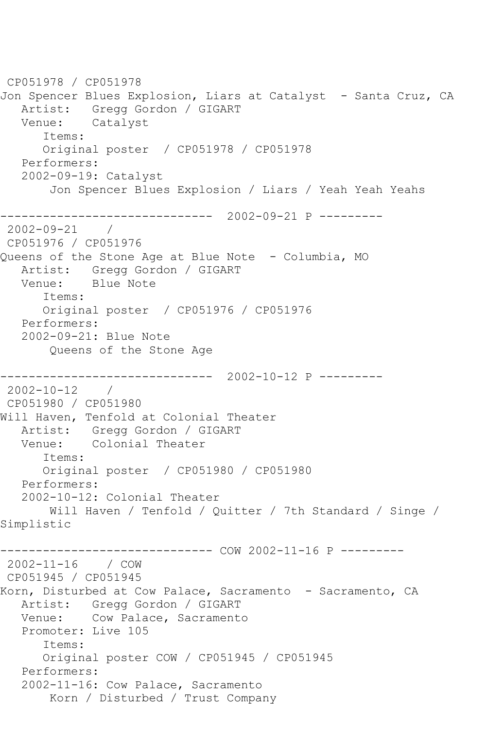CP051978 / CP051978
Jon Spencer Blues Explosion, Liars at Catalyst  - Santa Cruz, CA
   Artist:   Gregg Gordon / GIGART
   Venue:    Catalyst
      Items:
      Original poster  / CP051978 / CP051978
   Performers:
   2002-09-19: Catalyst
       Jon Spencer Blues Explosion / Liars / Yeah Yeah Yeahs

------------------------------  2002-09-21 P ---------
 2002-09-21    /
 CP051976 / CP051976
Queens of the Stone Age at Blue Note  - Columbia, MO
   Artist:   Gregg Gordon / GIGART
   Venue:    Blue Note
      Items:
      Original poster  / CP051976 / CP051976
   Performers:
   2002-09-21: Blue Note
       Queens of the Stone Age

------------------------------  2002-10-12 P ---------
 2002-10-12    /
 CP051980 / CP051980
Will Haven, Tenfold at Colonial Theater
   Artist:   Gregg Gordon / GIGART
   Venue:    Colonial Theater
      Items:
      Original poster  / CP051980 / CP051980
   Performers:
   2002-10-12: Colonial Theater
       Will Haven / Tenfold / Quitter / 7th Standard / Singe / Simplistic

------------------------------ COW 2002-11-16 P ---------
 2002-11-16    / COW
 CP051945 / CP051945
Korn, Disturbed at Cow Palace, Sacramento  - Sacramento, CA
   Artist:   Gregg Gordon / GIGART
   Venue:    Cow Palace, Sacramento
   Promoter: Live 105
      Items:
      Original poster COW / CP051945 / CP051945
   Performers:
   2002-11-16: Cow Palace, Sacramento
       Korn / Disturbed / Trust Company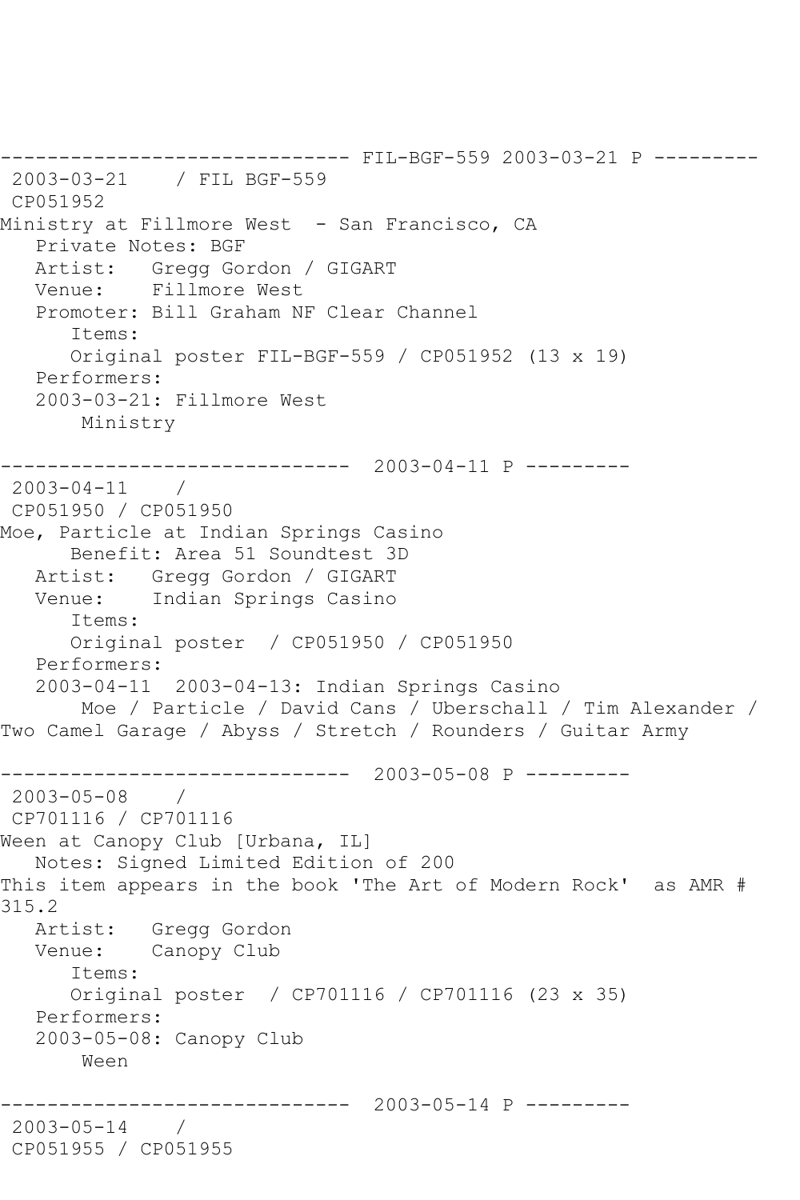------------------------------ FIL-BGF-559 2003-03-21 P ---------
2003-03-21 / FIL BGF-559
CP051952
Ministry at Fillmore West - San Francisco, CA
Private Notes: BGF
Artist: Gregg Gordon / GIGART
Venue: Fillmore West
Promoter: Bill Graham NF Clear Channel
Items:
Original poster FIL-BGF-559 / CP051952 (13 x 19)
Performers:
2003-03-21: Fillmore West
Ministry

------------------------------ 2003-04-11 P ---------
2003-04-11 /
CP051950 / CP051950
Moe, Particle at Indian Springs Casino
Benefit: Area 51 Soundtest 3D
Artist: Gregg Gordon / GIGART
Venue: Indian Springs Casino
Items:
Original poster / CP051950 / CP051950
Performers:
2003-04-11 2003-04-13: Indian Springs Casino
Moe / Particle / David Cans / Uberschall / Tim Alexander / Two Camel Garage / Abyss / Stretch / Rounders / Guitar Army

------------------------------ 2003-05-08 P ---------
2003-05-08 /
CP701116 / CP701116
Ween at Canopy Club [Urbana, IL]
Notes: Signed Limited Edition of 200
This item appears in the book 'The Art of Modern Rock' as AMR # 315.2
Artist: Gregg Gordon
Venue: Canopy Club
Items:
Original poster / CP701116 / CP701116 (23 x 35)
Performers:
2003-05-08: Canopy Club
Ween

------------------------------ 2003-05-14 P ---------
2003-05-14 /
CP051955 / CP051955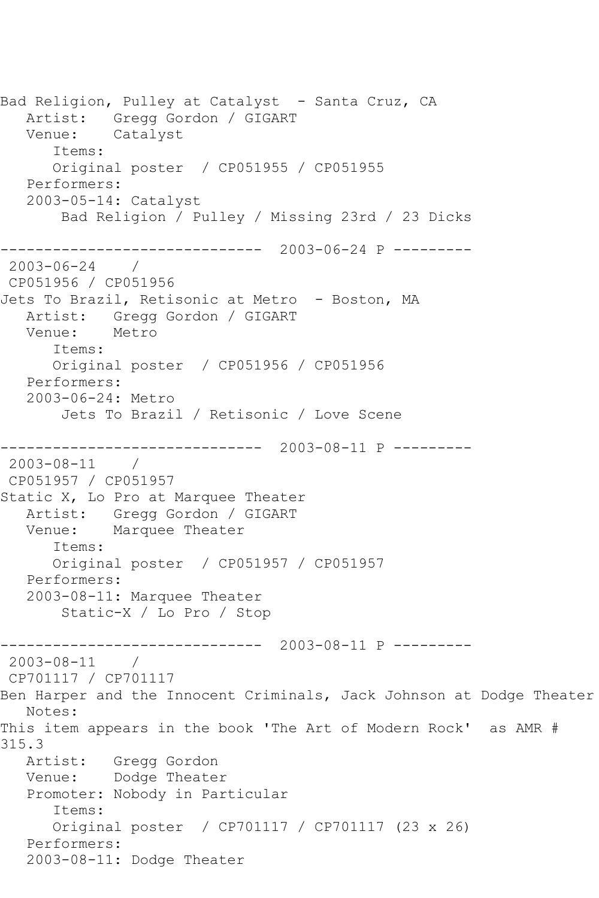Bad Religion, Pulley at Catalyst - Santa Cruz, CA
   Artist: Gregg Gordon / GIGART
   Venue: Catalyst
      Items:
      Original poster / CP051955 / CP051955
   Performers:
   2003-05-14: Catalyst
       Bad Religion / Pulley / Missing 23rd / 23 Dicks

------------------------------ 2003-06-24 P ---------
2003-06-24 /
CP051956 / CP051956
Jets To Brazil, Retisonic at Metro - Boston, MA
   Artist: Gregg Gordon / GIGART
   Venue: Metro
      Items:
      Original poster / CP051956 / CP051956
   Performers:
   2003-06-24: Metro
       Jets To Brazil / Retisonic / Love Scene

------------------------------ 2003-08-11 P ---------
2003-08-11 /
CP051957 / CP051957
Static X, Lo Pro at Marquee Theater
   Artist: Gregg Gordon / GIGART
   Venue: Marquee Theater
      Items:
      Original poster / CP051957 / CP051957
   Performers:
   2003-08-11: Marquee Theater
       Static-X / Lo Pro / Stop

------------------------------ 2003-08-11 P ---------
2003-08-11 /
CP701117 / CP701117
Ben Harper and the Innocent Criminals, Jack Johnson at Dodge Theater
   Notes:
This item appears in the book 'The Art of Modern Rock' as AMR # 315.3
   Artist: Gregg Gordon
   Venue: Dodge Theater
   Promoter: Nobody in Particular
      Items:
      Original poster / CP701117 / CP701117 (23 x 26)
   Performers:
   2003-08-11: Dodge Theater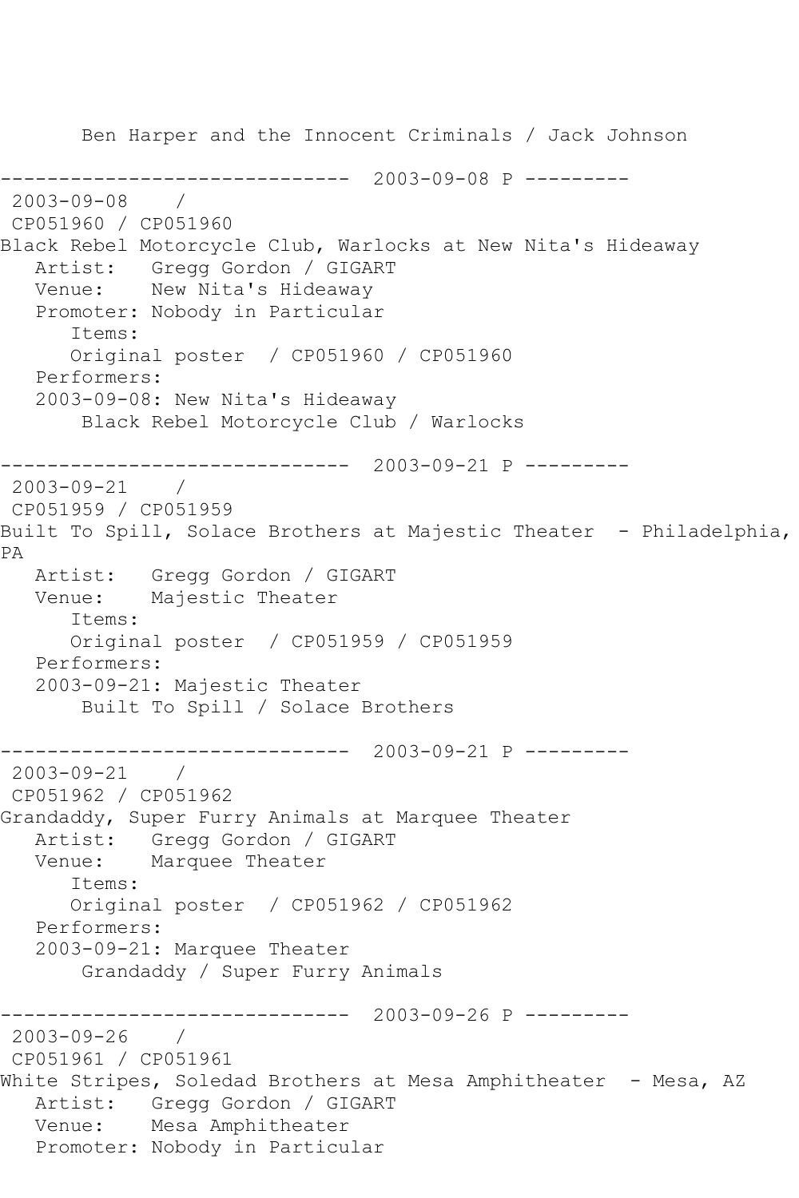Ben Harper and the Innocent Criminals / Jack Johnson

------------------------------ 2003-09-08 P ---------

2003-09-08 /
CP051960 / CP051960
Black Rebel Motorcycle Club, Warlocks at New Nita's Hideaway
Artist: Gregg Gordon / GIGART
Venue: New Nita's Hideaway
Promoter: Nobody in Particular
Items:
Original poster / CP051960 / CP051960
Performers:
2003-09-08: New Nita's Hideaway
Black Rebel Motorcycle Club / Warlocks

------------------------------ 2003-09-21 P ---------

2003-09-21 /
CP051959 / CP051959
Built To Spill, Solace Brothers at Majestic Theater - Philadelphia, PA
Artist: Gregg Gordon / GIGART
Venue: Majestic Theater
Items:
Original poster / CP051959 / CP051959
Performers:
2003-09-21: Majestic Theater
Built To Spill / Solace Brothers

------------------------------ 2003-09-21 P ---------

2003-09-21 /
CP051962 / CP051962
Grandaddy, Super Furry Animals at Marquee Theater
Artist: Gregg Gordon / GIGART
Venue: Marquee Theater
Items:
Original poster / CP051962 / CP051962
Performers:
2003-09-21: Marquee Theater
Grandaddy / Super Furry Animals

------------------------------ 2003-09-26 P ---------

2003-09-26 /
CP051961 / CP051961
White Stripes, Soledad Brothers at Mesa Amphitheater - Mesa, AZ
Artist: Gregg Gordon / GIGART
Venue: Mesa Amphitheater
Promoter: Nobody in Particular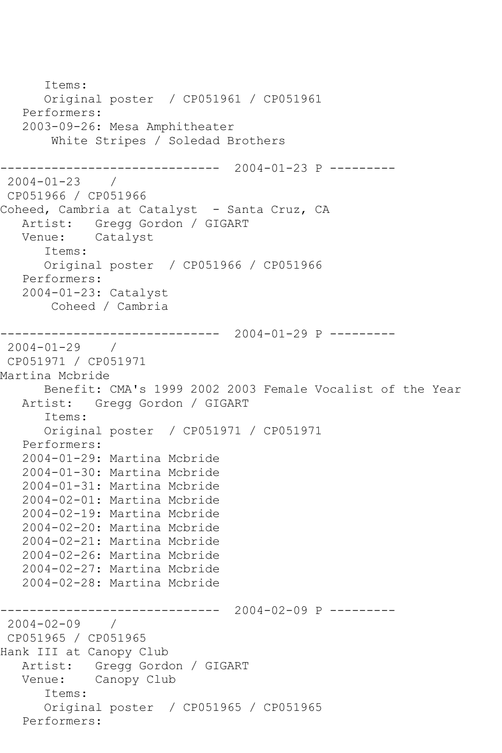```
      Items:
      Original poster  / CP051961 / CP051961
   Performers:
   2003-09-26: Mesa Amphitheater
       White Stripes / Soledad Brothers

------------------------------  2004-01-23 P ---------
 2004-01-23    / 
 CP051966 / CP051966
Coheed, Cambria at Catalyst  - Santa Cruz, CA
   Artist:   Gregg Gordon / GIGART
   Venue:    Catalyst
      Items:
      Original poster  / CP051966 / CP051966
   Performers:
   2004-01-23: Catalyst
       Coheed / Cambria

------------------------------  2004-01-29 P ---------
 2004-01-29    / 
 CP051971 / CP051971
Martina Mcbride
      Benefit: CMA's 1999 2002 2003 Female Vocalist of the Year
   Artist:   Gregg Gordon / GIGART
      Items:
      Original poster  / CP051971 / CP051971
   Performers:
   2004-01-29: Martina Mcbride
   2004-01-30: Martina Mcbride
   2004-01-31: Martina Mcbride
   2004-02-01: Martina Mcbride
   2004-02-19: Martina Mcbride
   2004-02-20: Martina Mcbride
   2004-02-21: Martina Mcbride
   2004-02-26: Martina Mcbride
   2004-02-27: Martina Mcbride
   2004-02-28: Martina Mcbride

------------------------------  2004-02-09 P ---------
 2004-02-09    / 
 CP051965 / CP051965
Hank III at Canopy Club
   Artist:   Gregg Gordon / GIGART
   Venue:    Canopy Club
      Items:
      Original poster  / CP051965 / CP051965
   Performers:
```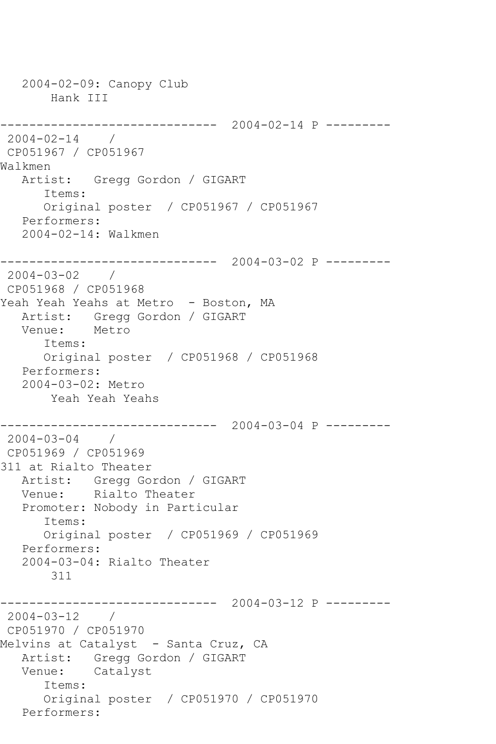```
   2004-02-09: Canopy Club
       Hank III

------------------------------  2004-02-14 P ---------
 2004-02-14    / 
 CP051967 / CP051967
Walkmen
   Artist:   Gregg Gordon / GIGART
      Items:
      Original poster  / CP051967 / CP051967
   Performers:
   2004-02-14: Walkmen

------------------------------  2004-03-02 P ---------
 2004-03-02    / 
 CP051968 / CP051968
Yeah Yeah Yeahs at Metro  - Boston, MA
   Artist:   Gregg Gordon / GIGART
   Venue:    Metro
      Items:
      Original poster  / CP051968 / CP051968
   Performers:
   2004-03-02: Metro
       Yeah Yeah Yeahs

------------------------------  2004-03-04 P ---------
 2004-03-04    / 
 CP051969 / CP051969
311 at Rialto Theater
   Artist:   Gregg Gordon / GIGART
   Venue:    Rialto Theater
   Promoter: Nobody in Particular
      Items:
      Original poster  / CP051969 / CP051969
   Performers:
   2004-03-04: Rialto Theater
       311

------------------------------  2004-03-12 P ---------
 2004-03-12    / 
 CP051970 / CP051970
Melvins at Catalyst  - Santa Cruz, CA
   Artist:   Gregg Gordon / GIGART
   Venue:    Catalyst
      Items:
      Original poster  / CP051970 / CP051970
   Performers:
```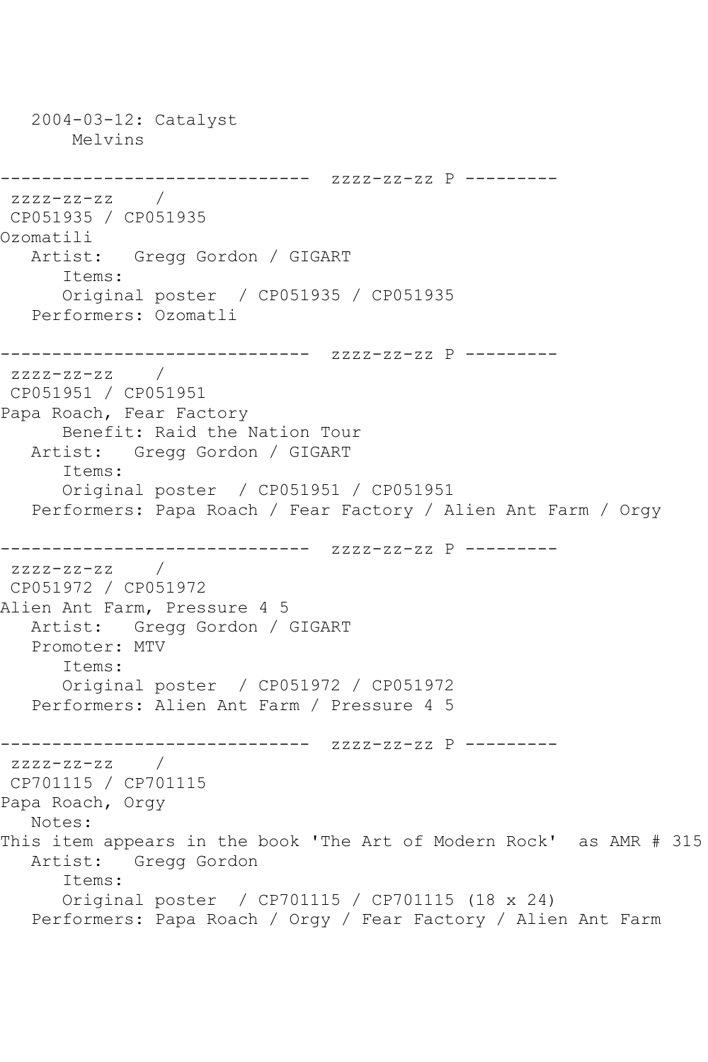2004-03-12: Catalyst
 Melvins

------------------------------ zzzz-zz-zz P ---------
zzzz-zz-zz /
CP051935 / CP051935
Ozomatili
 Artist: Gregg Gordon / GIGART
 Items:
 Original poster / CP051935 / CP051935
 Performers: Ozomatli

------------------------------ zzzz-zz-zz P ---------
zzzz-zz-zz /
CP051951 / CP051951
Papa Roach, Fear Factory
 Benefit: Raid the Nation Tour
 Artist: Gregg Gordon / GIGART
 Items:
 Original poster / CP051951 / CP051951
 Performers: Papa Roach / Fear Factory / Alien Ant Farm / Orgy

------------------------------ zzzz-zz-zz P ---------
zzzz-zz-zz /
CP051972 / CP051972
Alien Ant Farm, Pressure 4 5
 Artist: Gregg Gordon / GIGART
 Promoter: MTV
 Items:
 Original poster / CP051972 / CP051972
 Performers: Alien Ant Farm / Pressure 4 5

------------------------------ zzzz-zz-zz P ---------
zzzz-zz-zz /
CP701115 / CP701115
Papa Roach, Orgy
 Notes:
This item appears in the book 'The Art of Modern Rock' as AMR # 315
 Artist: Gregg Gordon
 Items:
 Original poster / CP701115 / CP701115 (18 x 24)
 Performers: Papa Roach / Orgy / Fear Factory / Alien Ant Farm